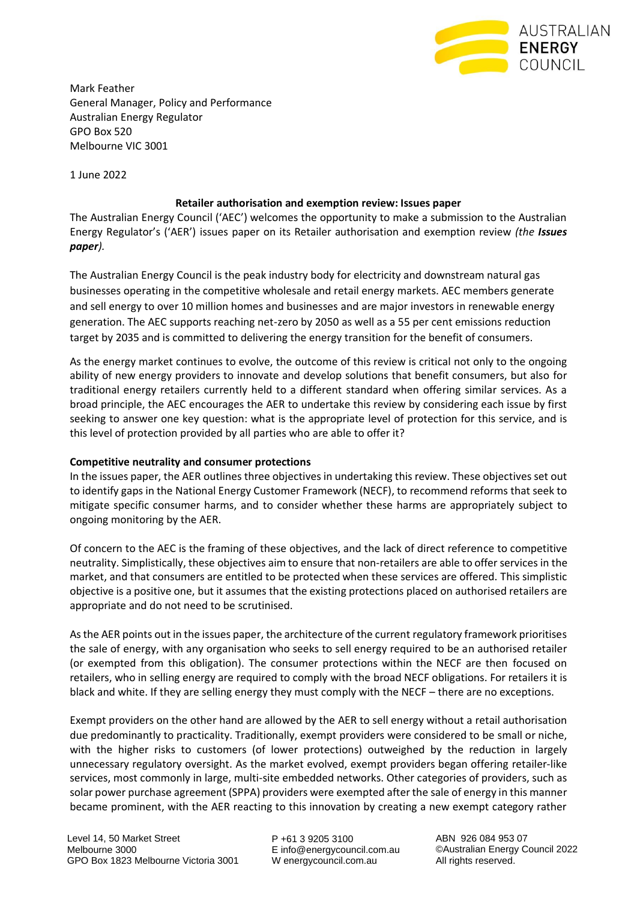Mark Feather
General Manager, Policy and Performance
Australian Energy Regulator
GPO Box 520
Melbourne VIC 3001

1 June 2022

**Retailer authorisation and exemption review: Issues paper**

The Australian Energy Council ('AEC') welcomes the opportunity to make a submission to the Australian Energy Regulator's ('AER') issues paper on its Retailer authorisation and exemption review *(the* ***Issues paper****).*

The Australian Energy Council is the peak industry body for electricity and downstream natural gas businesses operating in the competitive wholesale and retail energy markets. AEC members generate and sell energy to over 10 million homes and businesses and are major investors in renewable energy generation. The AEC supports reaching net-zero by 2050 as well as a 55 per cent emissions reduction target by 2035 and is committed to delivering the energy transition for the benefit of consumers.

As the energy market continues to evolve, the outcome of this review is critical not only to the ongoing ability of new energy providers to innovate and develop solutions that benefit consumers, but also for traditional energy retailers currently held to a different standard when offering similar services. As a broad principle, the AEC encourages the AER to undertake this review by considering each issue by first seeking to answer one key question: what is the appropriate level of protection for this service, and is this level of protection provided by all parties who are able to offer it?

**Competitive neutrality and consumer protections**

In the issues paper, the AER outlines three objectives in undertaking this review. These objectives set out to identify gaps in the National Energy Customer Framework (NECF), to recommend reforms that seek to mitigate specific consumer harms, and to consider whether these harms are appropriately subject to ongoing monitoring by the AER.

Of concern to the AEC is the framing of these objectives, and the lack of direct reference to competitive neutrality. Simplistically, these objectives aim to ensure that non-retailers are able to offer services in the market, and that consumers are entitled to be protected when these services are offered. This simplistic objective is a positive one, but it assumes that the existing protections placed on authorised retailers are appropriate and do not need to be scrutinised.

As the AER points out in the issues paper, the architecture of the current regulatory framework prioritises the sale of energy, with any organisation who seeks to sell energy required to be an authorised retailer (or exempted from this obligation). The consumer protections within the NECF are then focused on retailers, who in selling energy are required to comply with the broad NECF obligations. For retailers it is black and white. If they are selling energy they must comply with the NECF – there are no exceptions.

Exempt providers on the other hand are allowed by the AER to sell energy without a retail authorisation due predominantly to practicality. Traditionally, exempt providers were considered to be small or niche, with the higher risks to customers (of lower protections) outweighed by the reduction in largely unnecessary regulatory oversight. As the market evolved, exempt providers began offering retailer-like services, most commonly in large, multi-site embedded networks. Other categories of providers, such as solar power purchase agreement (SPPA) providers were exempted after the sale of energy in this manner became prominent, with the AER reacting to this innovation by creating a new exempt category rather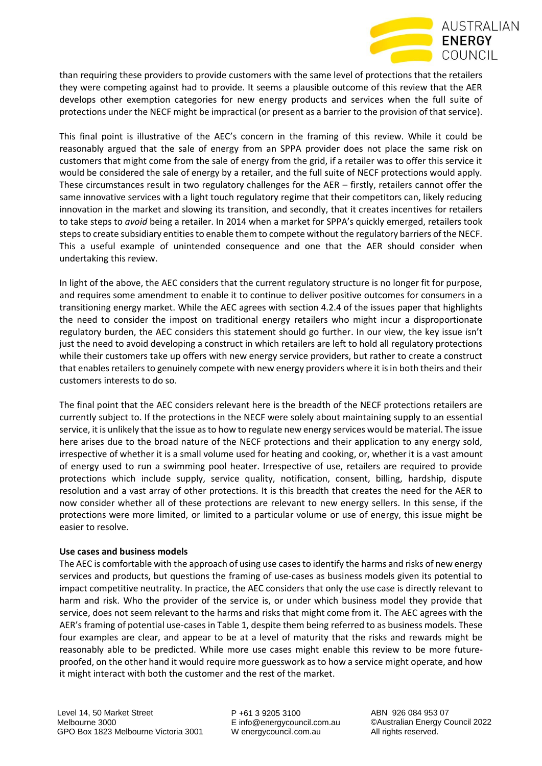than requiring these providers to provide customers with the same level of protections that the retailers they were competing against had to provide. It seems a plausible outcome of this review that the AER develops other exemption categories for new energy products and services when the full suite of protections under the NECF might be impractical (or present as a barrier to the provision of that service).

This final point is illustrative of the AEC's concern in the framing of this review. While it could be reasonably argued that the sale of energy from an SPPA provider does not place the same risk on customers that might come from the sale of energy from the grid, if a retailer was to offer this service it would be considered the sale of energy by a retailer, and the full suite of NECF protections would apply. These circumstances result in two regulatory challenges for the AER – firstly, retailers cannot offer the same innovative services with a light touch regulatory regime that their competitors can, likely reducing innovation in the market and slowing its transition, and secondly, that it creates incentives for retailers to take steps to *avoid* being a retailer. In 2014 when a market for SPPA's quickly emerged, retailers took steps to create subsidiary entities to enable them to compete without the regulatory barriers of the NECF. This a useful example of unintended consequence and one that the AER should consider when undertaking this review.

In light of the above, the AEC considers that the current regulatory structure is no longer fit for purpose, and requires some amendment to enable it to continue to deliver positive outcomes for consumers in a transitioning energy market. While the AEC agrees with section 4.2.4 of the issues paper that highlights the need to consider the impost on traditional energy retailers who might incur a disproportionate regulatory burden, the AEC considers this statement should go further. In our view, the key issue isn't just the need to avoid developing a construct in which retailers are left to hold all regulatory protections while their customers take up offers with new energy service providers, but rather to create a construct that enables retailers to genuinely compete with new energy providers where it is in both theirs and their customers interests to do so.

The final point that the AEC considers relevant here is the breadth of the NECF protections retailers are currently subject to. If the protections in the NECF were solely about maintaining supply to an essential service, it is unlikely that the issue as to how to regulate new energy services would be material. The issue here arises due to the broad nature of the NECF protections and their application to any energy sold, irrespective of whether it is a small volume used for heating and cooking, or, whether it is a vast amount of energy used to run a swimming pool heater. Irrespective of use, retailers are required to provide protections which include supply, service quality, notification, consent, billing, hardship, dispute resolution and a vast array of other protections. It is this breadth that creates the need for the AER to now consider whether all of these protections are relevant to new energy sellers. In this sense, if the protections were more limited, or limited to a particular volume or use of energy, this issue might be easier to resolve.

**Use cases and business models**

The AEC is comfortable with the approach of using use cases to identify the harms and risks of new energy services and products, but questions the framing of use-cases as business models given its potential to impact competitive neutrality. In practice, the AEC considers that only the use case is directly relevant to harm and risk. Who the provider of the service is, or under which business model they provide that service, does not seem relevant to the harms and risks that might come from it. The AEC agrees with the AER's framing of potential use-cases in Table 1, despite them being referred to as business models. These four examples are clear, and appear to be at a level of maturity that the risks and rewards might be reasonably able to be predicted. While more use cases might enable this review to be more future-proofed, on the other hand it would require more guesswork as to how a service might operate, and how it might interact with both the customer and the rest of the market.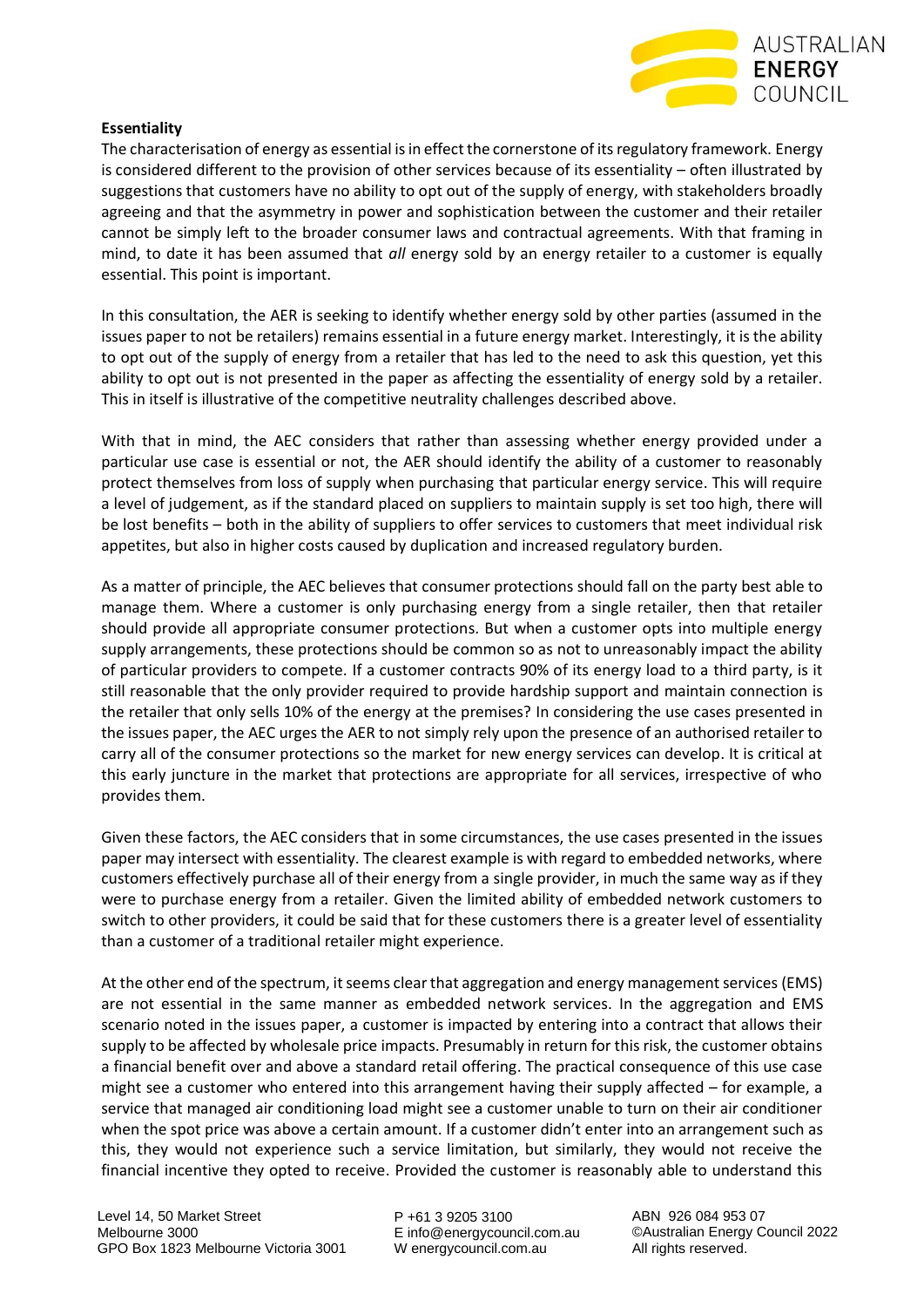**Essentiality**

The characterisation of energy as essential is in effect the cornerstone of its regulatory framework. Energy is considered different to the provision of other services because of its essentiality – often illustrated by suggestions that customers have no ability to opt out of the supply of energy, with stakeholders broadly agreeing and that the asymmetry in power and sophistication between the customer and their retailer cannot be simply left to the broader consumer laws and contractual agreements. With that framing in mind, to date it has been assumed that *all* energy sold by an energy retailer to a customer is equally essential. This point is important.

In this consultation, the AER is seeking to identify whether energy sold by other parties (assumed in the issues paper to not be retailers) remains essential in a future energy market. Interestingly, it is the ability to opt out of the supply of energy from a retailer that has led to the need to ask this question, yet this ability to opt out is not presented in the paper as affecting the essentiality of energy sold by a retailer. This in itself is illustrative of the competitive neutrality challenges described above.

With that in mind, the AEC considers that rather than assessing whether energy provided under a particular use case is essential or not, the AER should identify the ability of a customer to reasonably protect themselves from loss of supply when purchasing that particular energy service. This will require a level of judgement, as if the standard placed on suppliers to maintain supply is set too high, there will be lost benefits – both in the ability of suppliers to offer services to customers that meet individual risk appetites, but also in higher costs caused by duplication and increased regulatory burden.

As a matter of principle, the AEC believes that consumer protections should fall on the party best able to manage them. Where a customer is only purchasing energy from a single retailer, then that retailer should provide all appropriate consumer protections. But when a customer opts into multiple energy supply arrangements, these protections should be common so as not to unreasonably impact the ability of particular providers to compete. If a customer contracts 90% of its energy load to a third party, is it still reasonable that the only provider required to provide hardship support and maintain connection is the retailer that only sells 10% of the energy at the premises? In considering the use cases presented in the issues paper, the AEC urges the AER to not simply rely upon the presence of an authorised retailer to carry all of the consumer protections so the market for new energy services can develop. It is critical at this early juncture in the market that protections are appropriate for all services, irrespective of who provides them.

Given these factors, the AEC considers that in some circumstances, the use cases presented in the issues paper may intersect with essentiality. The clearest example is with regard to embedded networks, where customers effectively purchase all of their energy from a single provider, in much the same way as if they were to purchase energy from a retailer. Given the limited ability of embedded network customers to switch to other providers, it could be said that for these customers there is a greater level of essentiality than a customer of a traditional retailer might experience.

At the other end of the spectrum, it seems clear that aggregation and energy management services (EMS) are not essential in the same manner as embedded network services. In the aggregation and EMS scenario noted in the issues paper, a customer is impacted by entering into a contract that allows their supply to be affected by wholesale price impacts. Presumably in return for this risk, the customer obtains a financial benefit over and above a standard retail offering. The practical consequence of this use case might see a customer who entered into this arrangement having their supply affected – for example, a service that managed air conditioning load might see a customer unable to turn on their air conditioner when the spot price was above a certain amount. If a customer didn't enter into an arrangement such as this, they would not experience such a service limitation, but similarly, they would not receive the financial incentive they opted to receive. Provided the customer is reasonably able to understand this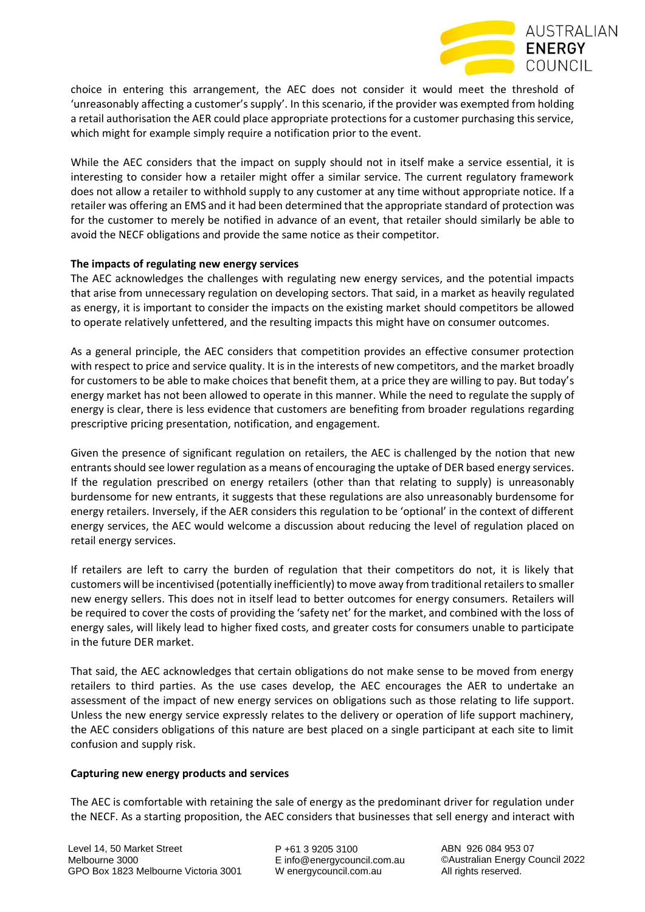choice in entering this arrangement, the AEC does not consider it would meet the threshold of 'unreasonably affecting a customer's supply'. In this scenario, if the provider was exempted from holding a retail authorisation the AER could place appropriate protections for a customer purchasing this service, which might for example simply require a notification prior to the event.

While the AEC considers that the impact on supply should not in itself make a service essential, it is interesting to consider how a retailer might offer a similar service. The current regulatory framework does not allow a retailer to withhold supply to any customer at any time without appropriate notice. If a retailer was offering an EMS and it had been determined that the appropriate standard of protection was for the customer to merely be notified in advance of an event, that retailer should similarly be able to avoid the NECF obligations and provide the same notice as their competitor.

**The impacts of regulating new energy services**

The AEC acknowledges the challenges with regulating new energy services, and the potential impacts that arise from unnecessary regulation on developing sectors. That said, in a market as heavily regulated as energy, it is important to consider the impacts on the existing market should competitors be allowed to operate relatively unfettered, and the resulting impacts this might have on consumer outcomes.

As a general principle, the AEC considers that competition provides an effective consumer protection with respect to price and service quality. It is in the interests of new competitors, and the market broadly for customers to be able to make choices that benefit them, at a price they are willing to pay. But today's energy market has not been allowed to operate in this manner. While the need to regulate the supply of energy is clear, there is less evidence that customers are benefiting from broader regulations regarding prescriptive pricing presentation, notification, and engagement.

Given the presence of significant regulation on retailers, the AEC is challenged by the notion that new entrants should see lower regulation as a means of encouraging the uptake of DER based energy services. If the regulation prescribed on energy retailers (other than that relating to supply) is unreasonably burdensome for new entrants, it suggests that these regulations are also unreasonably burdensome for energy retailers. Inversely, if the AER considers this regulation to be 'optional' in the context of different energy services, the AEC would welcome a discussion about reducing the level of regulation placed on retail energy services.

If retailers are left to carry the burden of regulation that their competitors do not, it is likely that customers will be incentivised (potentially inefficiently) to move away from traditional retailers to smaller new energy sellers. This does not in itself lead to better outcomes for energy consumers. Retailers will be required to cover the costs of providing the 'safety net' for the market, and combined with the loss of energy sales, will likely lead to higher fixed costs, and greater costs for consumers unable to participate in the future DER market.

That said, the AEC acknowledges that certain obligations do not make sense to be moved from energy retailers to third parties. As the use cases develop, the AEC encourages the AER to undertake an assessment of the impact of new energy services on obligations such as those relating to life support. Unless the new energy service expressly relates to the delivery or operation of life support machinery, the AEC considers obligations of this nature are best placed on a single participant at each site to limit confusion and supply risk.

**Capturing new energy products and services**

The AEC is comfortable with retaining the sale of energy as the predominant driver for regulation under the NECF. As a starting proposition, the AEC considers that businesses that sell energy and interact with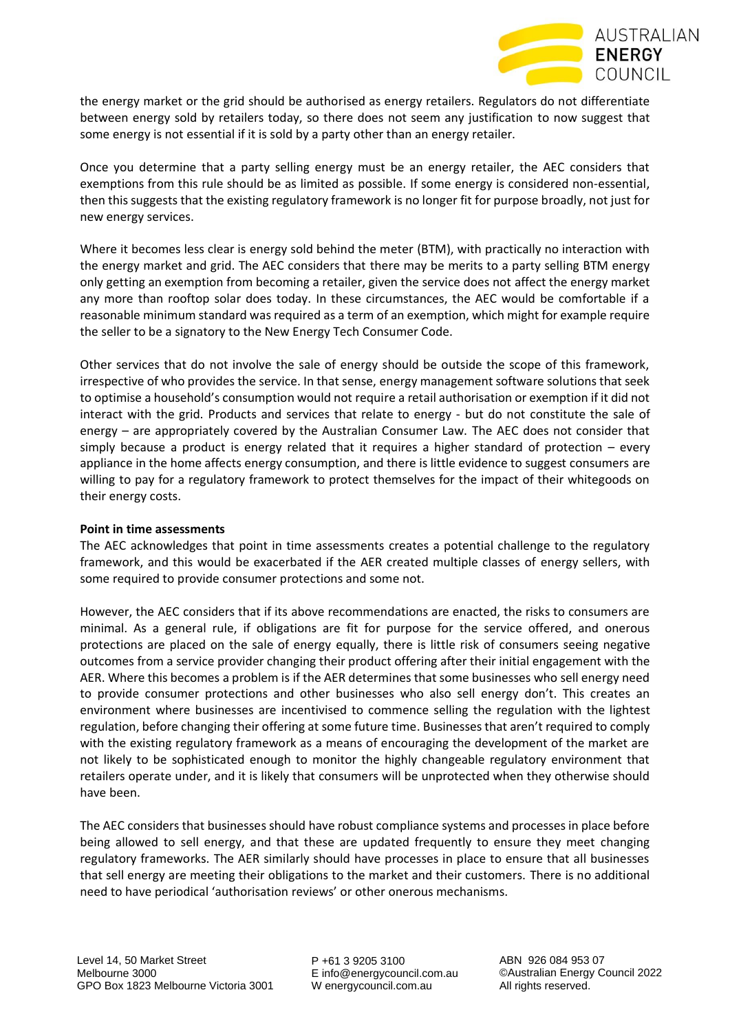the energy market or the grid should be authorised as energy retailers. Regulators do not differentiate between energy sold by retailers today, so there does not seem any justification to now suggest that some energy is not essential if it is sold by a party other than an energy retailer.

Once you determine that a party selling energy must be an energy retailer, the AEC considers that exemptions from this rule should be as limited as possible. If some energy is considered non-essential, then this suggests that the existing regulatory framework is no longer fit for purpose broadly, not just for new energy services.

Where it becomes less clear is energy sold behind the meter (BTM), with practically no interaction with the energy market and grid. The AEC considers that there may be merits to a party selling BTM energy only getting an exemption from becoming a retailer, given the service does not affect the energy market any more than rooftop solar does today. In these circumstances, the AEC would be comfortable if a reasonable minimum standard was required as a term of an exemption, which might for example require the seller to be a signatory to the New Energy Tech Consumer Code.

Other services that do not involve the sale of energy should be outside the scope of this framework, irrespective of who provides the service. In that sense, energy management software solutions that seek to optimise a household's consumption would not require a retail authorisation or exemption if it did not interact with the grid. Products and services that relate to energy - but do not constitute the sale of energy – are appropriately covered by the Australian Consumer Law. The AEC does not consider that simply because a product is energy related that it requires a higher standard of protection – every appliance in the home affects energy consumption, and there is little evidence to suggest consumers are willing to pay for a regulatory framework to protect themselves for the impact of their whitegoods on their energy costs.

**Point in time assessments**

The AEC acknowledges that point in time assessments creates a potential challenge to the regulatory framework, and this would be exacerbated if the AER created multiple classes of energy sellers, with some required to provide consumer protections and some not.

However, the AEC considers that if its above recommendations are enacted, the risks to consumers are minimal. As a general rule, if obligations are fit for purpose for the service offered, and onerous protections are placed on the sale of energy equally, there is little risk of consumers seeing negative outcomes from a service provider changing their product offering after their initial engagement with the AER. Where this becomes a problem is if the AER determines that some businesses who sell energy need to provide consumer protections and other businesses who also sell energy don't. This creates an environment where businesses are incentivised to commence selling the regulation with the lightest regulation, before changing their offering at some future time. Businesses that aren't required to comply with the existing regulatory framework as a means of encouraging the development of the market are not likely to be sophisticated enough to monitor the highly changeable regulatory environment that retailers operate under, and it is likely that consumers will be unprotected when they otherwise should have been.

The AEC considers that businesses should have robust compliance systems and processes in place before being allowed to sell energy, and that these are updated frequently to ensure they meet changing regulatory frameworks. The AER similarly should have processes in place to ensure that all businesses that sell energy are meeting their obligations to the market and their customers. There is no additional need to have periodical 'authorisation reviews' or other onerous mechanisms.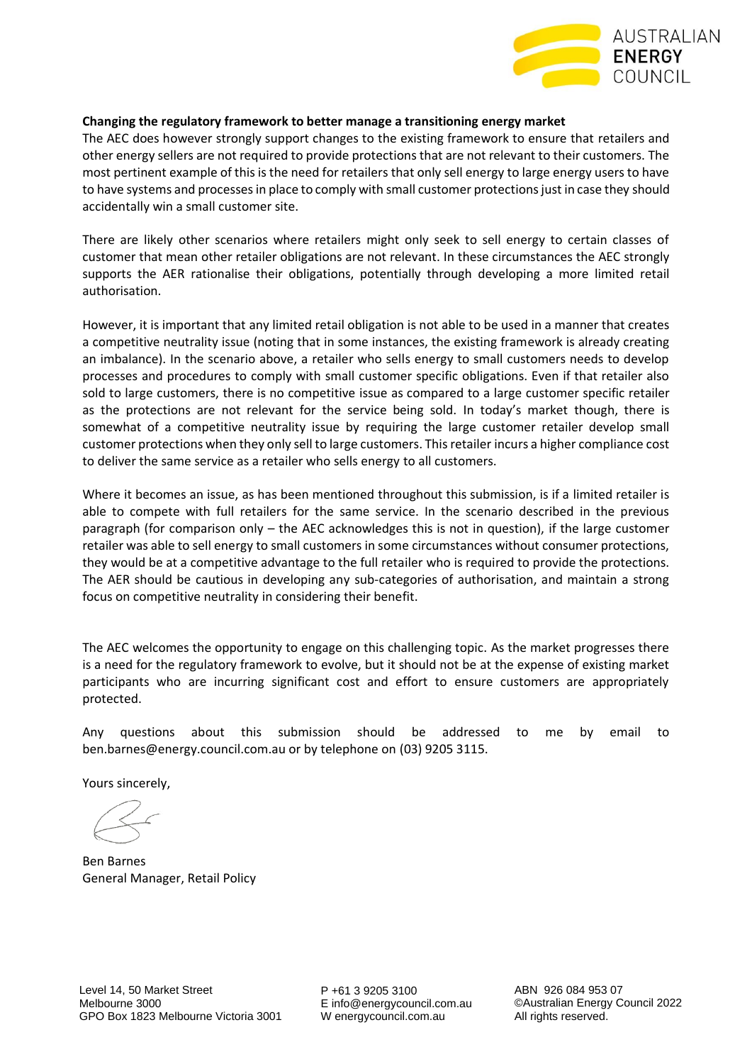**Changing the regulatory framework to better manage a transitioning energy market**

The AEC does however strongly support changes to the existing framework to ensure that retailers and other energy sellers are not required to provide protections that are not relevant to their customers. The most pertinent example of this is the need for retailers that only sell energy to large energy users to have to have systems and processes in place to comply with small customer protections just in case they should accidentally win a small customer site.

There are likely other scenarios where retailers might only seek to sell energy to certain classes of customer that mean other retailer obligations are not relevant. In these circumstances the AEC strongly supports the AER rationalise their obligations, potentially through developing a more limited retail authorisation.

However, it is important that any limited retail obligation is not able to be used in a manner that creates a competitive neutrality issue (noting that in some instances, the existing framework is already creating an imbalance). In the scenario above, a retailer who sells energy to small customers needs to develop processes and procedures to comply with small customer specific obligations. Even if that retailer also sold to large customers, there is no competitive issue as compared to a large customer specific retailer as the protections are not relevant for the service being sold. In today's market though, there is somewhat of a competitive neutrality issue by requiring the large customer retailer develop small customer protections when they only sell to large customers. This retailer incurs a higher compliance cost to deliver the same service as a retailer who sells energy to all customers.

Where it becomes an issue, as has been mentioned throughout this submission, is if a limited retailer is able to compete with full retailers for the same service. In the scenario described in the previous paragraph (for comparison only – the AEC acknowledges this is not in question), if the large customer retailer was able to sell energy to small customers in some circumstances without consumer protections, they would be at a competitive advantage to the full retailer who is required to provide the protections. The AER should be cautious in developing any sub-categories of authorisation, and maintain a strong focus on competitive neutrality in considering their benefit.

The AEC welcomes the opportunity to engage on this challenging topic. As the market progresses there is a need for the regulatory framework to evolve, but it should not be at the expense of existing market participants who are incurring significant cost and effort to ensure customers are appropriately protected.

Any questions about this submission should be addressed to me by email to ben.barnes@energy.council.com.au or by telephone on (03) 9205 3115.

Yours sincerely,

Ben Barnes
General Manager, Retail Policy